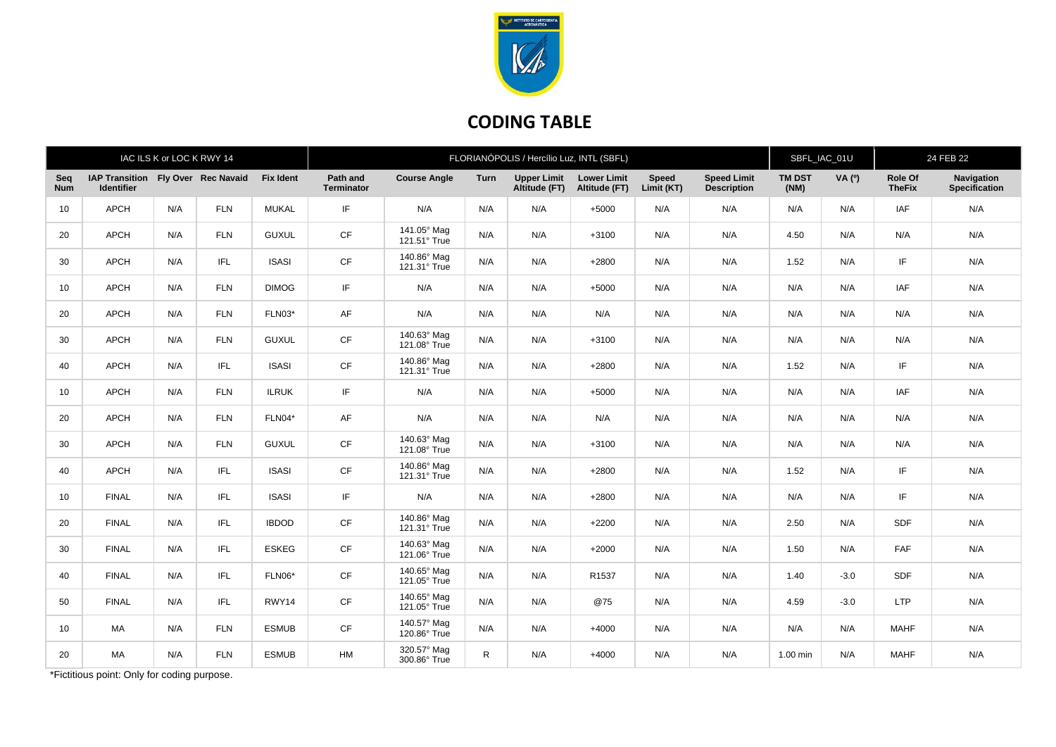## CODING TABLE

| IAC ILS K or LOC K RWY 14 | | | | | FLORIANÓPOLIS / Hercílio Luz, INTL (SBFL) | | | | | | | SBFL_IAC_01U | | 24 FEB 22 | |
|---|---|---|---|---|---|---|---|---|---|---|---|---|---|---|---|
| **Seq Num** | **IAP Transition Identifier** | **Fly Over** | **Rec Navaid** | **Fix Ident** | **Path and Terminator** | **Course Angle** | **Turn** | **Upper Limit Altitude (FT)** | **Lower Limit Altitude (FT)** | **Speed Limit (KT)** | **Speed Limit Description** | **TM DST (NM)** | **VA (º)** | **Role Of TheFix** | **Navigation Specification** |
| 10 | APCH | N/A | FLN | MUKAL | IF | N/A | N/A | N/A | +5000 | N/A | N/A | N/A | N/A | IAF | N/A |
| 20 | APCH | N/A | FLN | GUXUL | CF | 141.05° Mag 121.51° True | N/A | N/A | +3100 | N/A | N/A | 4.50 | N/A | N/A | N/A |
| 30 | APCH | N/A | IFL | ISASI | CF | 140.86° Mag 121.31° True | N/A | N/A | +2800 | N/A | N/A | 1.52 | N/A | IF | N/A |
| 10 | APCH | N/A | FLN | DIMOG | IF | N/A | N/A | N/A | +5000 | N/A | N/A | N/A | N/A | IAF | N/A |
| 20 | APCH | N/A | FLN | FLN03* | AF | N/A | N/A | N/A | N/A | N/A | N/A | N/A | N/A | N/A | N/A |
| 30 | APCH | N/A | FLN | GUXUL | CF | 140.63° Mag 121.08° True | N/A | N/A | +3100 | N/A | N/A | N/A | N/A | N/A | N/A |
| 40 | APCH | N/A | IFL | ISASI | CF | 140.86° Mag 121.31° True | N/A | N/A | +2800 | N/A | N/A | 1.52 | N/A | IF | N/A |
| 10 | APCH | N/A | FLN | ILRUK | IF | N/A | N/A | N/A | +5000 | N/A | N/A | N/A | N/A | IAF | N/A |
| 20 | APCH | N/A | FLN | FLN04* | AF | N/A | N/A | N/A | N/A | N/A | N/A | N/A | N/A | N/A | N/A |
| 30 | APCH | N/A | FLN | GUXUL | CF | 140.63° Mag 121.08° True | N/A | N/A | +3100 | N/A | N/A | N/A | N/A | N/A | N/A |
| 40 | APCH | N/A | IFL | ISASI | CF | 140.86° Mag 121.31° True | N/A | N/A | +2800 | N/A | N/A | 1.52 | N/A | IF | N/A |
| 10 | FINAL | N/A | IFL | ISASI | IF | N/A | N/A | N/A | +2800 | N/A | N/A | N/A | N/A | IF | N/A |
| 20 | FINAL | N/A | IFL | IBDOD | CF | 140.86° Mag 121.31° True | N/A | N/A | +2200 | N/A | N/A | 2.50 | N/A | SDF | N/A |
| 30 | FINAL | N/A | IFL | ESKEG | CF | 140.63° Mag 121.06° True | N/A | N/A | +2000 | N/A | N/A | 1.50 | N/A | FAF | N/A |
| 40 | FINAL | N/A | IFL | FLN06* | CF | 140.65° Mag 121.05° True | N/A | N/A | R1537 | N/A | N/A | 1.40 | -3.0 | SDF | N/A |
| 50 | FINAL | N/A | IFL | RWY14 | CF | 140.65° Mag 121.05° True | N/A | N/A | @75 | N/A | N/A | 4.59 | -3.0 | LTP | N/A |
| 10 | MA | N/A | FLN | ESMUB | CF | 140.57° Mag 120.86° True | N/A | N/A | +4000 | N/A | N/A | N/A | N/A | MAHF | N/A |
| 20 | MA | N/A | FLN | ESMUB | HM | 320.57° Mag 300.86° True | R | N/A | +4000 | N/A | N/A | 1.00 min | N/A | MAHF | N/A |

*Fictitious point: Only for coding purpose.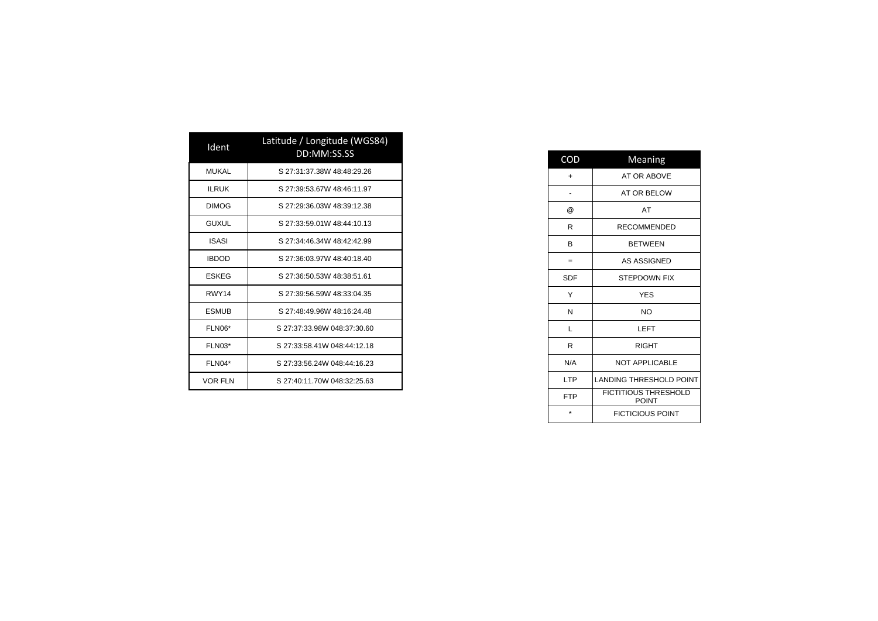| Ident | Latitude / Longitude (WGS84) DD:MM:SS.SS |
|---|---|
| MUKAL | S 27:31:37.38W 48:48:29.26 |
| ILRUK | S 27:39:53.67W 48:46:11.97 |
| DIMOG | S 27:29:36.03W 48:39:12.38 |
| GUXUL | S 27:33:59.01W 48:44:10.13 |
| ISASI | S 27:34:46.34W 48:42:42.99 |
| IBDOD | S 27:36:03.97W 48:40:18.40 |
| ESKEG | S 27:36:50.53W 48:38:51.61 |
| RWY14 | S 27:39:56.59W 48:33:04.35 |
| ESMUB | S 27:48:49.96W 48:16:24.48 |
| FLN06* | S 27:37:33.98W 048:37:30.60 |
| FLN03* | S 27:33:58.41W 048:44:12.18 |
| FLN04* | S 27:33:56.24W 048:44:16.23 |
| VOR FLN | S 27:40:11.70W 048:32:25.63 |

| COD | Meaning |
|---|---|
| + | AT OR ABOVE |
| - | AT OR BELOW |
| @ | AT |
| R | RECOMMENDED |
| B | BETWEEN |
| = | AS ASSIGNED |
| SDF | STEPDOWN FIX |
| Y | YES |
| N | NO |
| L | LEFT |
| R | RIGHT |
| N/A | NOT APPLICABLE |
| LTP | LANDING THRESHOLD POINT |
| FTP | FICTITIOUS THRESHOLD POINT |
| * | FICTICIOUS POINT |